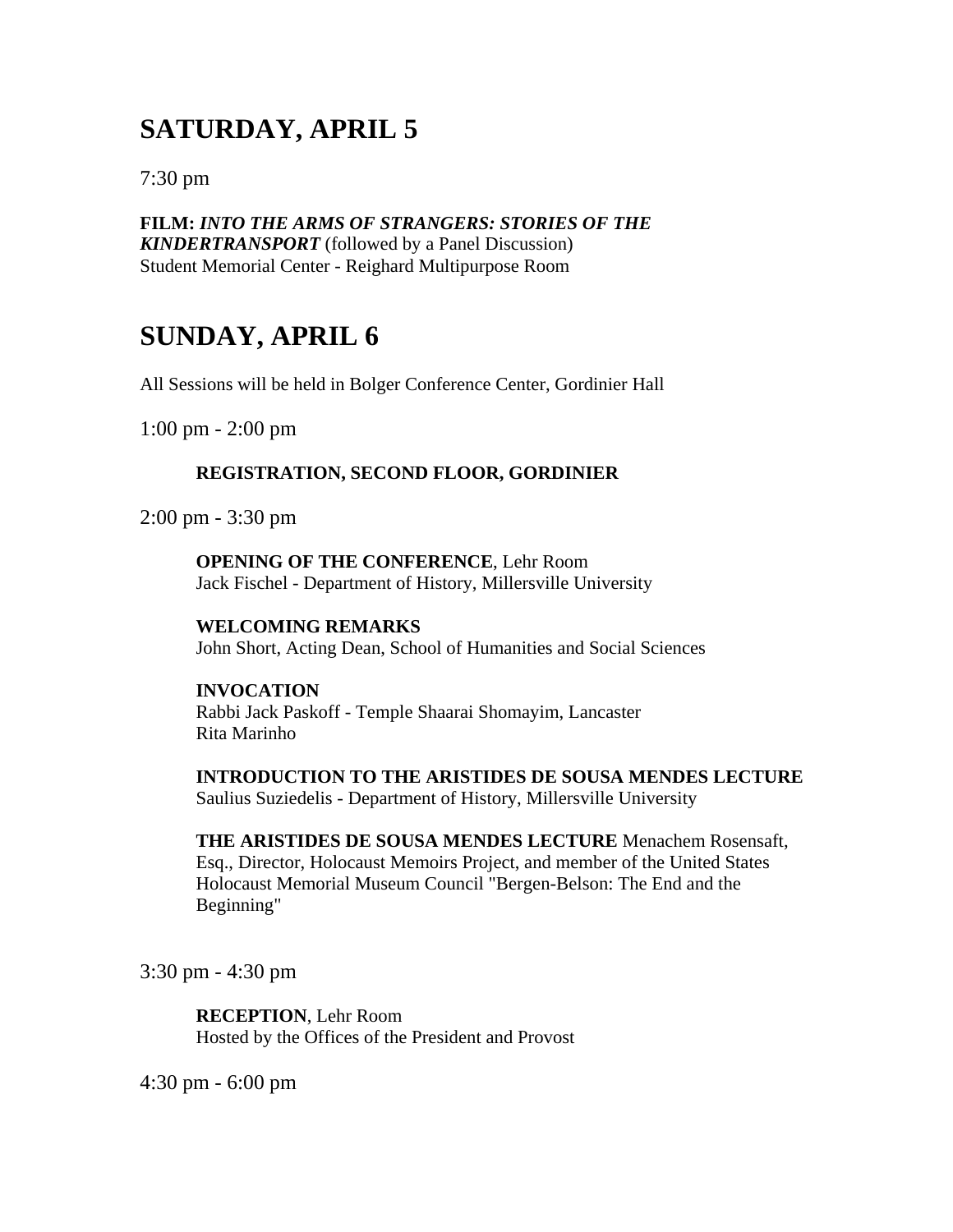## SATURDAY, APRIL 5

7:30 pm

**FILM:** ***INTO THE ARMS OF STRANGERS: STORIES OF THE KINDERTRANSPORT*** (followed by a Panel Discussion)
Student Memorial Center - Reighard Multipurpose Room

## SUNDAY, APRIL 6

All Sessions will be held in Bolger Conference Center, Gordinier Hall

1:00 pm - 2:00 pm

**REGISTRATION, SECOND FLOOR, GORDINIER**

2:00 pm - 3:30 pm

**OPENING OF THE CONFERENCE**, Lehr Room
Jack Fischel - Department of History, Millersville University

**WELCOMING REMARKS**
John Short, Acting Dean, School of Humanities and Social Sciences

**INVOCATION**
Rabbi Jack Paskoff - Temple Shaarai Shomayim, Lancaster
Rita Marinho

**INTRODUCTION TO THE ARISTIDES DE SOUSA MENDES LECTURE**
Saulius Suziedelis - Department of History, Millersville University

**THE ARISTIDES DE SOUSA MENDES LECTURE** Menachem Rosensaft, Esq., Director, Holocaust Memoirs Project, and member of the United States Holocaust Memorial Museum Council "Bergen-Belson: The End and the Beginning"

3:30 pm - 4:30 pm

**RECEPTION**, Lehr Room
Hosted by the Offices of the President and Provost

4:30 pm - 6:00 pm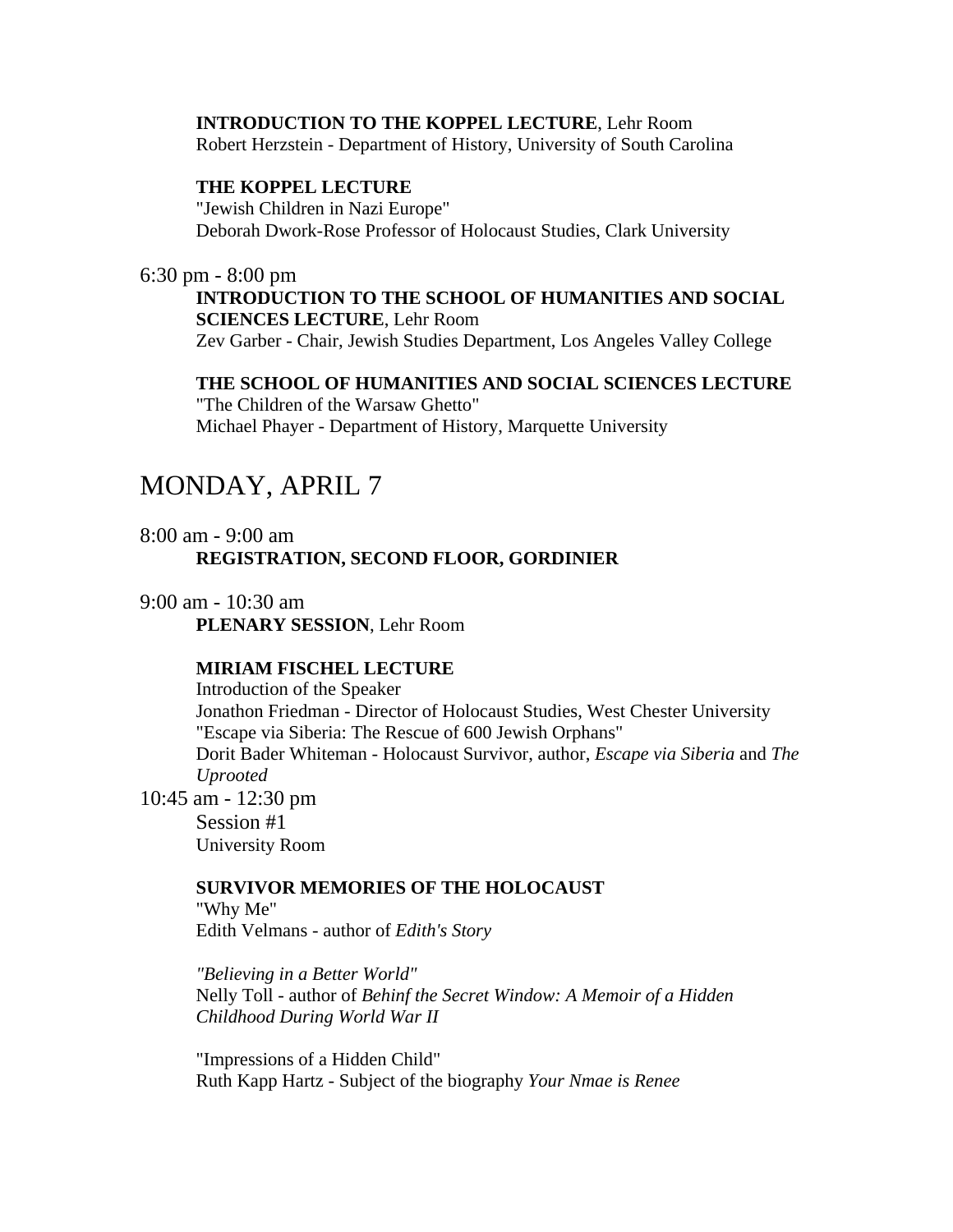**INTRODUCTION TO THE KOPPEL LECTURE**, Lehr Room
Robert Herzstein - Department of History, University of South Carolina

**THE KOPPEL LECTURE**
"Jewish Children in Nazi Europe"
Deborah Dwork-Rose Professor of Holocaust Studies, Clark University

6:30 pm - 8:00 pm

**INTRODUCTION TO THE SCHOOL OF HUMANITIES AND SOCIAL SCIENCES LECTURE**, Lehr Room
Zev Garber - Chair, Jewish Studies Department, Los Angeles Valley College

**THE SCHOOL OF HUMANITIES AND SOCIAL SCIENCES LECTURE**
"The Children of the Warsaw Ghetto"
Michael Phayer - Department of History, Marquette University

# MONDAY, APRIL 7

8:00 am - 9:00 am

**REGISTRATION, SECOND FLOOR, GORDINIER**

9:00 am - 10:30 am

**PLENARY SESSION**, Lehr Room

**MIRIAM FISCHEL LECTURE**
Introduction of the Speaker
Jonathon Friedman - Director of Holocaust Studies, West Chester University
"Escape via Siberia: The Rescue of 600 Jewish Orphans"
Dorit Bader Whiteman - Holocaust Survivor, author, *Escape via Siberia* and *The Uprooted*

10:45 am - 12:30 pm

Session #1
University Room

**SURVIVOR MEMORIES OF THE HOLOCAUST**
"Why Me"
Edith Velmans - author of *Edith's Story*

*"Believing in a Better World"*
Nelly Toll - author of *Behinf the Secret Window: A Memoir of a Hidden Childhood During World War II*

"Impressions of a Hidden Child"
Ruth Kapp Hartz - Subject of the biography *Your Nmae is Renee*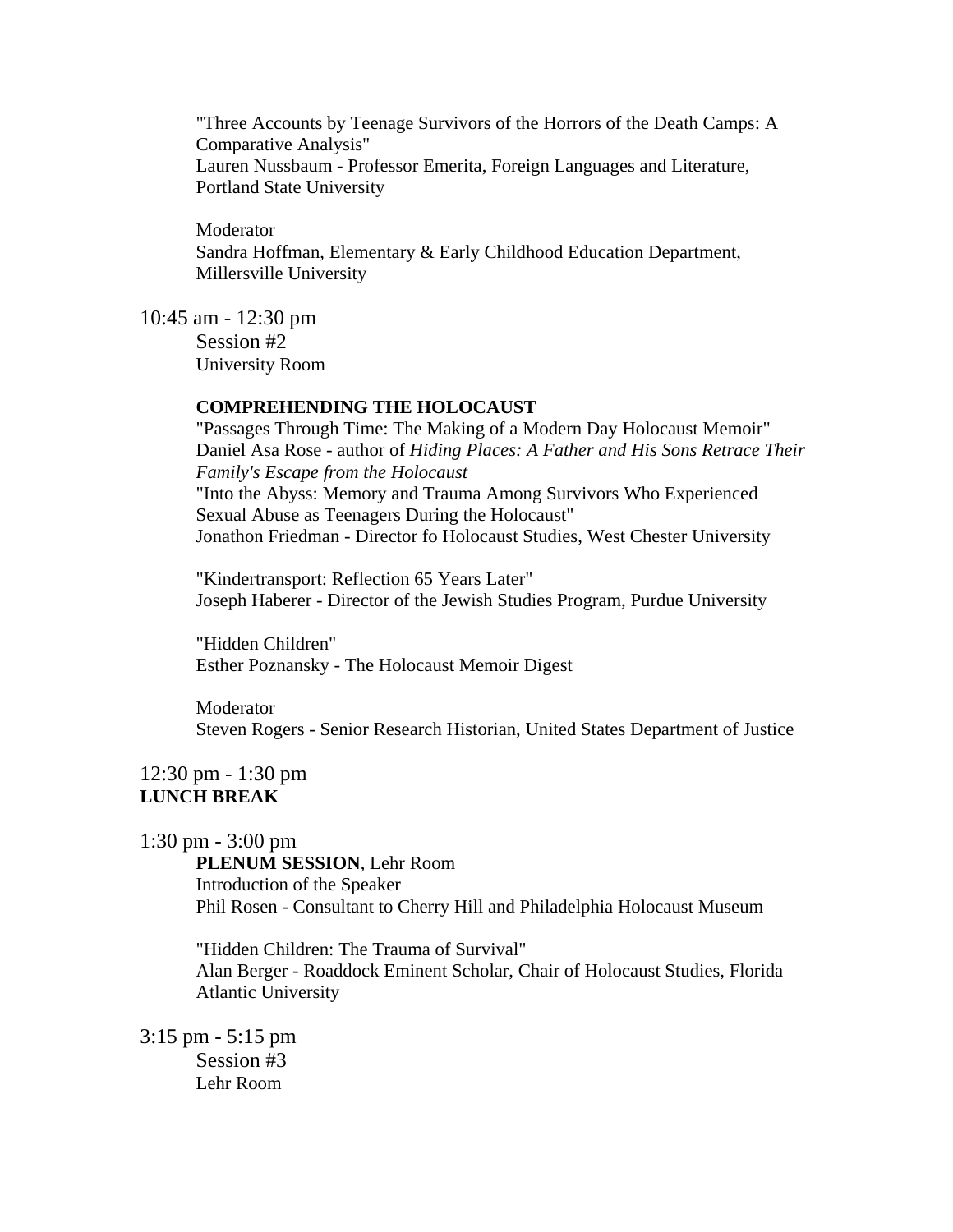"Three Accounts by Teenage Survivors of the Horrors of the Death Camps: A Comparative Analysis"
Lauren Nussbaum - Professor Emerita, Foreign Languages and Literature, Portland State University

Moderator
Sandra Hoffman, Elementary & Early Childhood Education Department, Millersville University

10:45 am - 12:30 pm
Session #2
University Room

**COMPREHENDING THE HOLOCAUST**
"Passages Through Time: The Making of a Modern Day Holocaust Memoir"
Daniel Asa Rose - author of *Hiding Places: A Father and His Sons Retrace Their Family's Escape from the Holocaust*
"Into the Abyss: Memory and Trauma Among Survivors Who Experienced Sexual Abuse as Teenagers During the Holocaust"
Jonathon Friedman - Director fo Holocaust Studies, West Chester University

"Kindertransport: Reflection 65 Years Later"
Joseph Haberer - Director of the Jewish Studies Program, Purdue University

"Hidden Children"
Esther Poznansky - The Holocaust Memoir Digest

Moderator
Steven Rogers - Senior Research Historian, United States Department of Justice

12:30 pm - 1:30 pm
**LUNCH BREAK**

1:30 pm - 3:00 pm
**PLENUM SESSION**, Lehr Room
Introduction of the Speaker
Phil Rosen - Consultant to Cherry Hill and Philadelphia Holocaust Museum

"Hidden Children: The Trauma of Survival"
Alan Berger - Roaddock Eminent Scholar, Chair of Holocaust Studies, Florida Atlantic University

3:15 pm - 5:15 pm
Session #3
Lehr Room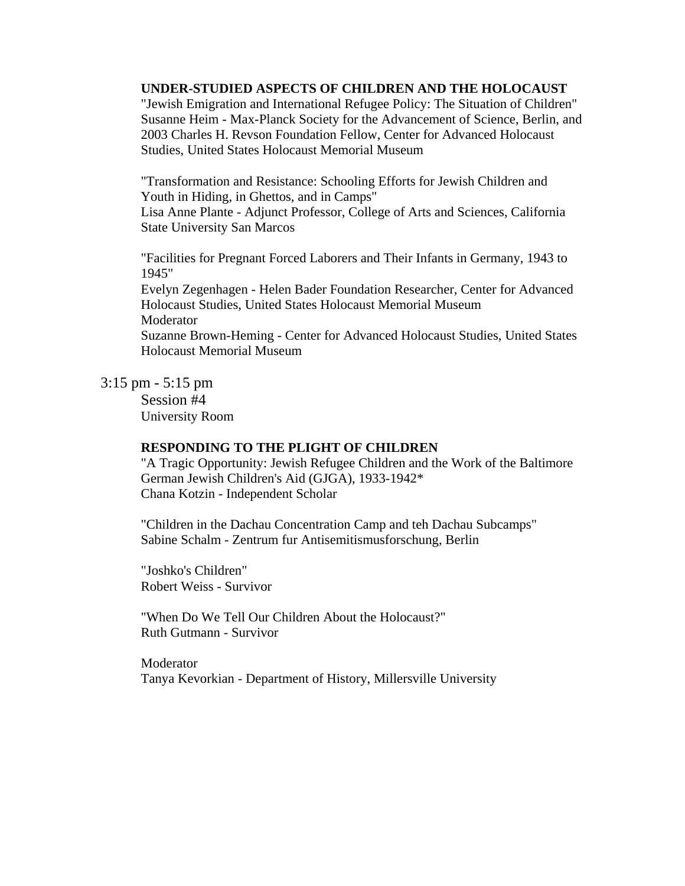**UNDER-STUDIED ASPECTS OF CHILDREN AND THE HOLOCAUST**

"Jewish Emigration and International Refugee Policy: The Situation of Children"
Susanne Heim - Max-Planck Society for the Advancement of Science, Berlin, and 2003 Charles H. Revson Foundation Fellow, Center for Advanced Holocaust Studies, United States Holocaust Memorial Museum

"Transformation and Resistance: Schooling Efforts for Jewish Children and Youth in Hiding, in Ghettos, and in Camps"
Lisa Anne Plante - Adjunct Professor, College of Arts and Sciences, California State University San Marcos

"Facilities for Pregnant Forced Laborers and Their Infants in Germany, 1943 to 1945"
Evelyn Zegenhagen - Helen Bader Foundation Researcher, Center for Advanced Holocaust Studies, United States Holocaust Memorial Museum
Moderator
Suzanne Brown-Heming - Center for Advanced Holocaust Studies, United States Holocaust Memorial Museum

3:15 pm - 5:15 pm
Session #4
University Room

**RESPONDING TO THE PLIGHT OF CHILDREN**

"A Tragic Opportunity: Jewish Refugee Children and the Work of the Baltimore German Jewish Children's Aid (GJGA), 1933-1942*
Chana Kotzin - Independent Scholar

"Children in the Dachau Concentration Camp and teh Dachau Subcamps"
Sabine Schalm - Zentrum fur Antisemitismusforschung, Berlin

"Joshko's Children"
Robert Weiss - Survivor

"When Do We Tell Our Children About the Holocaust?"
Ruth Gutmann - Survivor

Moderator
Tanya Kevorkian - Department of History, Millersville University